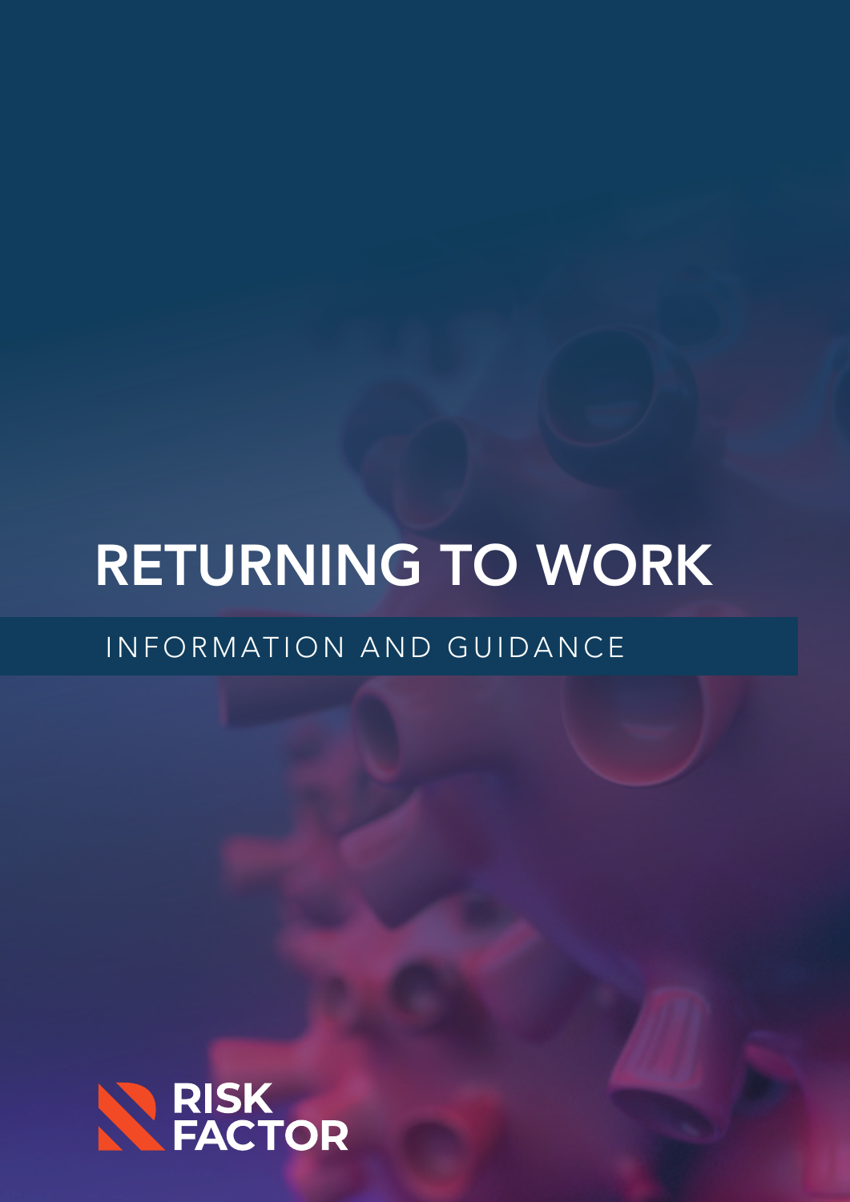# RETURNING TO WORK

INFORMATION AND GUIDANCE

RISK FACTOR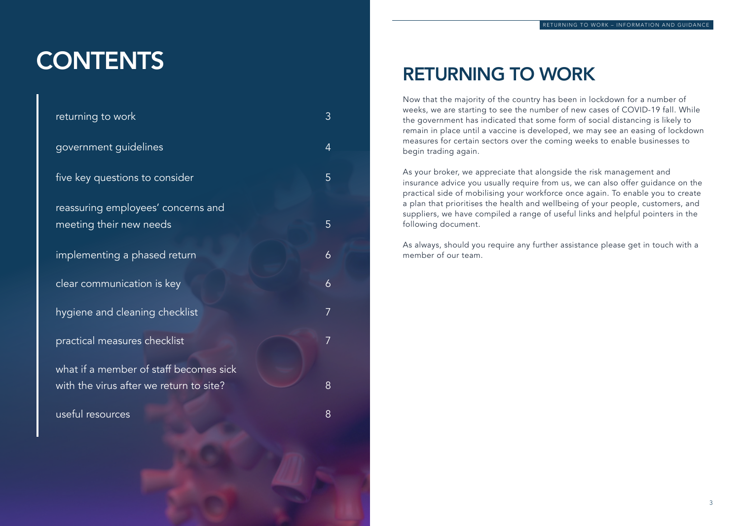# CONTENTS

| | |
|---|---|
| returning to work | 3 |
| government guidelines | 4 |
| five key questions to consider | 5 |
| reassuring employees' concerns and meeting their new needs | 5 |
| implementing a phased return | 6 |
| clear communication is key | 6 |
| hygiene and cleaning checklist | 7 |
| practical measures checklist | 7 |
| what if a member of staff becomes sick with the virus after we return to site? | 8 |
| useful resources | 8 |

# RETURNING TO WORK

Now that the majority of the country has been in lockdown for a number of weeks, we are starting to see the number of new cases of COVID-19 fall. While the government has indicated that some form of social distancing is likely to remain in place until a vaccine is developed, we may see an easing of lockdown measures for certain sectors over the coming weeks to enable businesses to begin trading again.

As your broker, we appreciate that alongside the risk management and insurance advice you usually require from us, we can also offer guidance on the practical side of mobilising your workforce once again. To enable you to create a plan that prioritises the health and wellbeing of your people, customers, and suppliers, we have compiled a range of useful links and helpful pointers in the following document.

As always, should you require any further assistance please get in touch with a member of our team.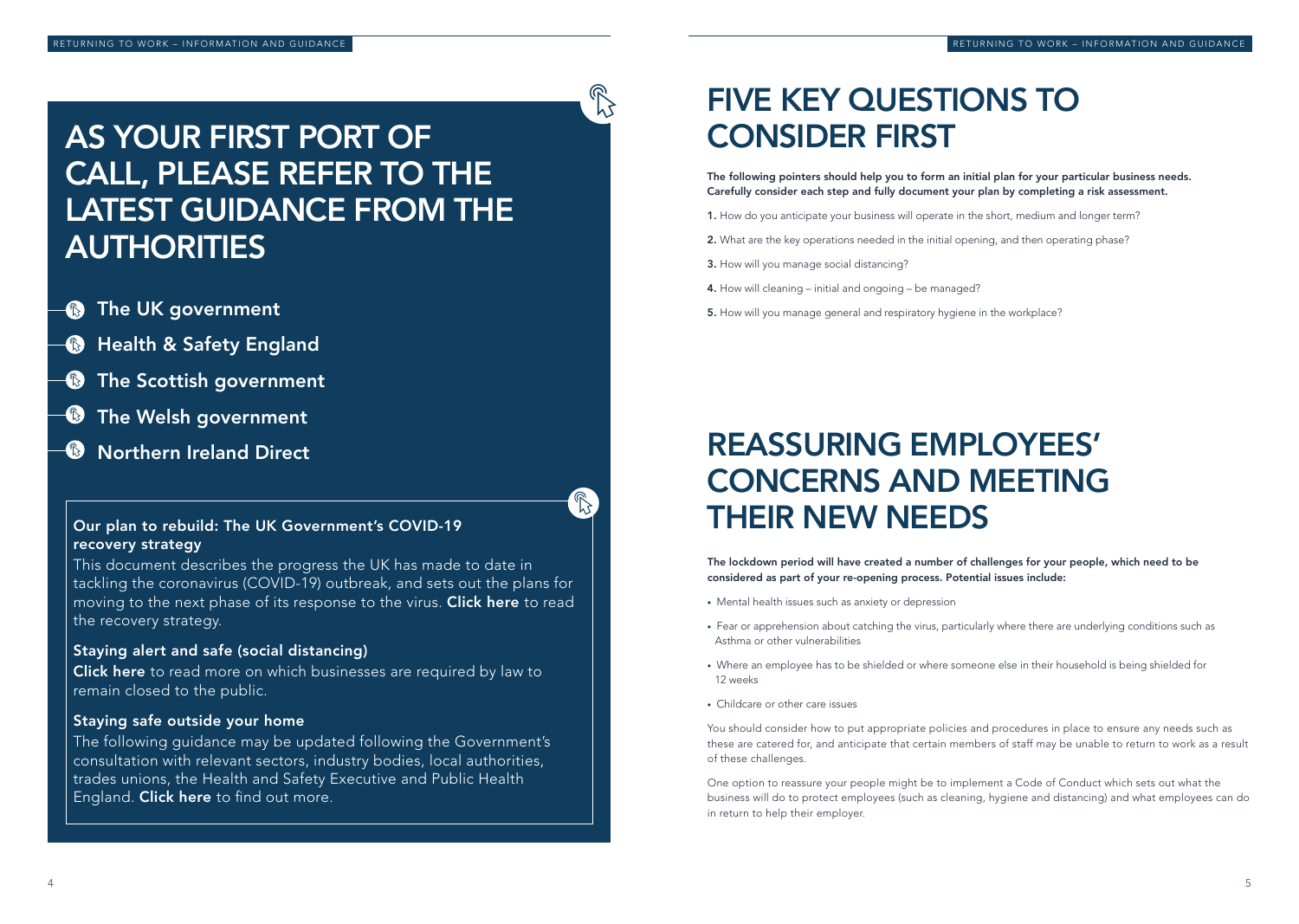# AS YOUR FIRST PORT OF CALL, PLEASE REFER TO THE LATEST GUIDANCE FROM THE AUTHORITIES

- **The UK government**
- **Health & Safety England**
- **The Scottish government**
- **The Welsh government**
- **Northern Ireland Direct**

### Our plan to rebuild: The UK Government's COVID-19 recovery strategy

This document describes the progress the UK has made to date in tackling the coronavirus (COVID-19) outbreak, and sets out the plans for moving to the next phase of its response to the virus. **Click here** to read the recovery strategy.

### Staying alert and safe (social distancing)

**Click here** to read more on which businesses are required by law to remain closed to the public.

### Staying safe outside your home

The following guidance may be updated following the Government's consultation with relevant sectors, industry bodies, local authorities, trades unions, the Health and Safety Executive and Public Health England. **Click here** to find out more.

# FIVE KEY QUESTIONS TO CONSIDER FIRST

**The following pointers should help you to form an initial plan for your particular business needs. Carefully consider each step and fully document your plan by completing a risk assessment.**

**1.** How do you anticipate your business will operate in the short, medium and longer term?

**2.** What are the key operations needed in the initial opening, and then operating phase?

**3.** How will you manage social distancing?

**4.** How will cleaning – initial and ongoing – be managed?

**5.** How will you manage general and respiratory hygiene in the workplace?

# REASSURING EMPLOYEES' CONCERNS AND MEETING THEIR NEW NEEDS

**The lockdown period will have created a number of challenges for your people, which need to be considered as part of your re-opening process. Potential issues include:**

- Mental health issues such as anxiety or depression
- Fear or apprehension about catching the virus, particularly where there are underlying conditions such as Asthma or other vulnerabilities
- Where an employee has to be shielded or where someone else in their household is being shielded for 12 weeks
- Childcare or other care issues

You should consider how to put appropriate policies and procedures in place to ensure any needs such as these are catered for, and anticipate that certain members of staff may be unable to return to work as a result of these challenges.

One option to reassure your people might be to implement a Code of Conduct which sets out what the business will do to protect employees (such as cleaning, hygiene and distancing) and what employees can do in return to help their employer.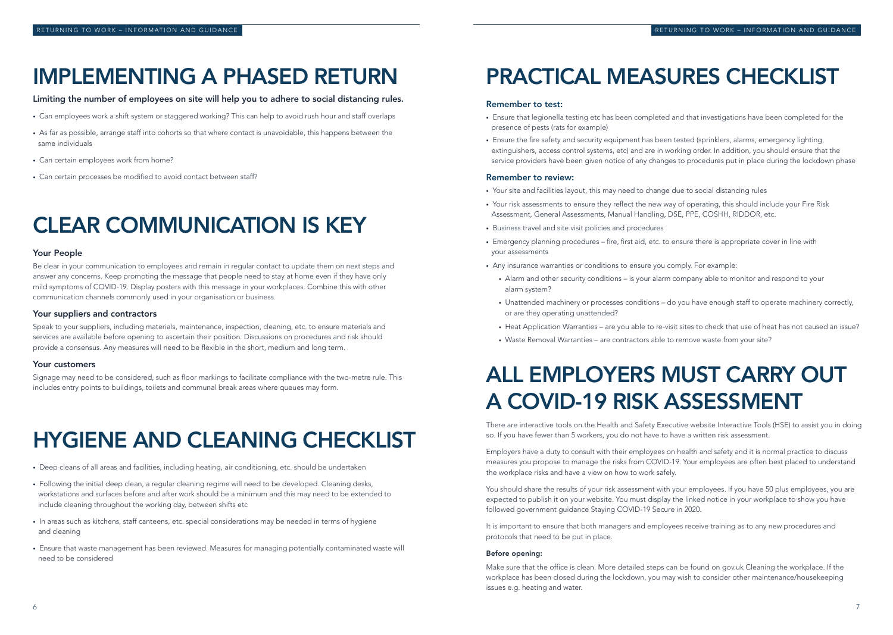# IMPLEMENTING A PHASED RETURN

**Limiting the number of employees on site will help you to adhere to social distancing rules.**

- Can employees work a shift system or staggered working? This can help to avoid rush hour and staff overlaps
- As far as possible, arrange staff into cohorts so that where contact is unavoidable, this happens between the same individuals
- Can certain employees work from home?
- Can certain processes be modified to avoid contact between staff?

# CLEAR COMMUNICATION IS KEY

### Your People

Be clear in your communication to employees and remain in regular contact to update them on next steps and answer any concerns. Keep promoting the message that people need to stay at home even if they have only mild symptoms of COVID-19. Display posters with this message in your workplaces. Combine this with other communication channels commonly used in your organisation or business.

### Your suppliers and contractors

Speak to your suppliers, including materials, maintenance, inspection, cleaning, etc. to ensure materials and services are available before opening to ascertain their position. Discussions on procedures and risk should provide a consensus. Any measures will need to be flexible in the short, medium and long term.

### Your customers

Signage may need to be considered, such as floor markings to facilitate compliance with the two-metre rule. This includes entry points to buildings, toilets and communal break areas where queues may form.

# HYGIENE AND CLEANING CHECKLIST

- Deep cleans of all areas and facilities, including heating, air conditioning, etc. should be undertaken
- Following the initial deep clean, a regular cleaning regime will need to be developed. Cleaning desks, workstations and surfaces before and after work should be a minimum and this may need to be extended to include cleaning throughout the working day, between shifts etc
- In areas such as kitchens, staff canteens, etc. special considerations may be needed in terms of hygiene and cleaning
- Ensure that waste management has been reviewed. Measures for managing potentially contaminated waste will need to be considered

# PRACTICAL MEASURES CHECKLIST

### Remember to test:

- Ensure that legionella testing etc has been completed and that investigations have been completed for the presence of pests (rats for example)
- Ensure the fire safety and security equipment has been tested (sprinklers, alarms, emergency lighting, extinguishers, access control systems, etc) and are in working order. In addition, you should ensure that the service providers have been given notice of any changes to procedures put in place during the lockdown phase

### Remember to review:

- Your site and facilities layout, this may need to change due to social distancing rules
- Your risk assessments to ensure they reflect the new way of operating, this should include your Fire Risk Assessment, General Assessments, Manual Handling, DSE, PPE, COSHH, RIDDOR, etc.
- Business travel and site visit policies and procedures
- Emergency planning procedures – fire, first aid, etc. to ensure there is appropriate cover in line with your assessments
- Any insurance warranties or conditions to ensure you comply. For example:
  - Alarm and other security conditions – is your alarm company able to monitor and respond to your alarm system?
  - Unattended machinery or processes conditions – do you have enough staff to operate machinery correctly, or are they operating unattended?
  - Heat Application Warranties – are you able to re-visit sites to check that use of heat has not caused an issue?
  - Waste Removal Warranties – are contractors able to remove waste from your site?

# ALL EMPLOYERS MUST CARRY OUT A COVID-19 RISK ASSESSMENT

There are interactive tools on the Health and Safety Executive website Interactive Tools (HSE) to assist you in doing so. If you have fewer than 5 workers, you do not have to have a written risk assessment.

Employers have a duty to consult with their employees on health and safety and it is normal practice to discuss measures you propose to manage the risks from COVID-19. Your employees are often best placed to understand the workplace risks and have a view on how to work safely.

You should share the results of your risk assessment with your employees. If you have 50 plus employees, you are expected to publish it on your website. You must display the linked notice in your workplace to show you have followed government guidance Staying COVID-19 Secure in 2020.

It is important to ensure that both managers and employees receive training as to any new procedures and protocols that need to be put in place.

#### Before opening:

Make sure that the office is clean. More detailed steps can be found on gov.uk Cleaning the workplace. If the workplace has been closed during the lockdown, you may wish to consider other maintenance/housekeeping issues e.g. heating and water.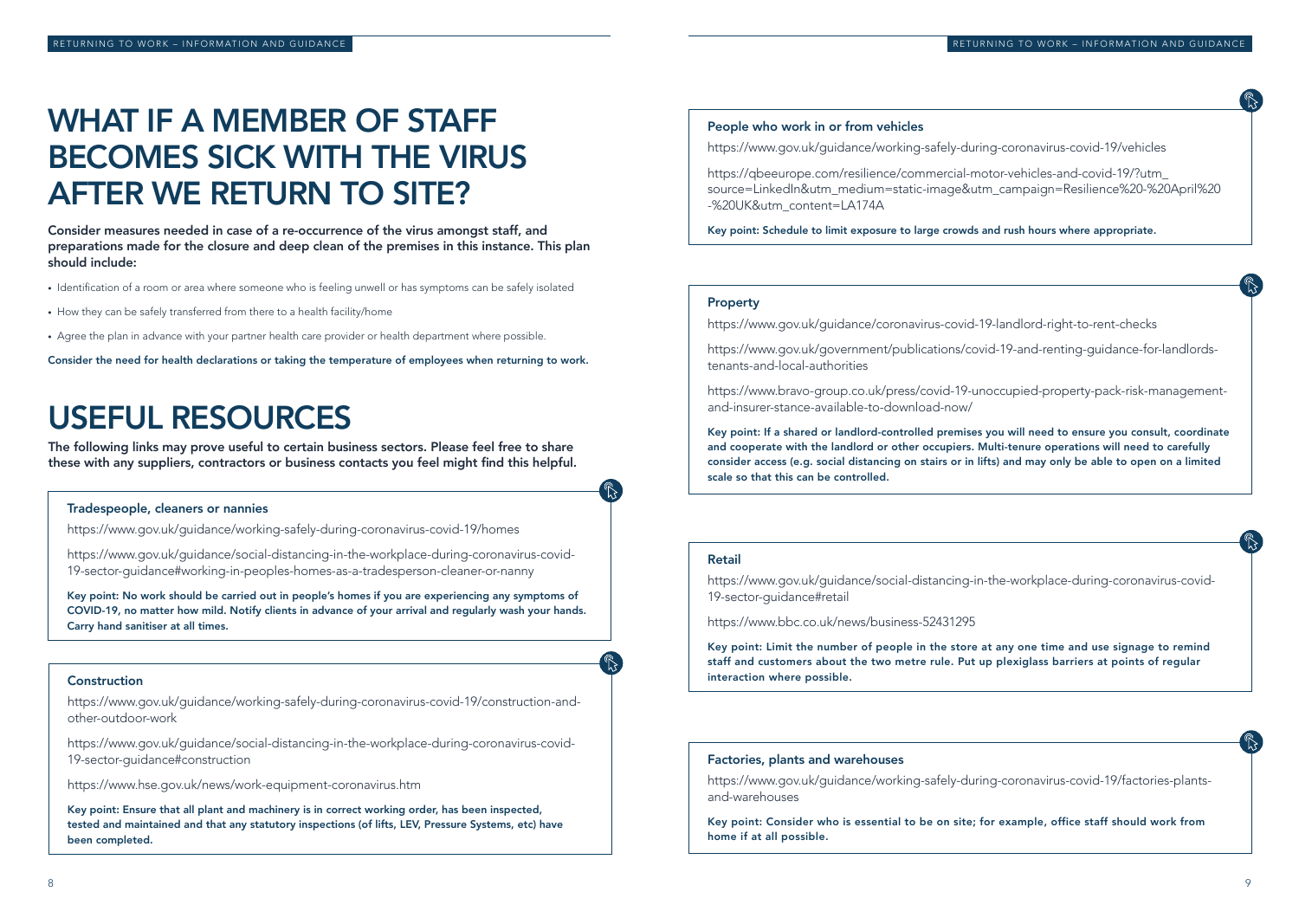# WHAT IF A MEMBER OF STAFF BECOMES SICK WITH THE VIRUS AFTER WE RETURN TO SITE?

**Consider measures needed in case of a re-occurrence of the virus amongst staff, and preparations made for the closure and deep clean of the premises in this instance. This plan should include:**

- Identification of a room or area where someone who is feeling unwell or has symptoms can be safely isolated
- How they can be safely transferred from there to a health facility/home
- Agree the plan in advance with your partner health care provider or health department where possible.

**Consider the need for health declarations or taking the temperature of employees when returning to work.**

# USEFUL RESOURCES

**The following links may prove useful to certain business sectors. Please feel free to share these with any suppliers, contractors or business contacts you feel might find this helpful.**

### Tradespeople, cleaners or nannies

https://www.gov.uk/guidance/working-safely-during-coronavirus-covid-19/homes

https://www.gov.uk/guidance/social-distancing-in-the-workplace-during-coronavirus-covid-19-sector-guidance#working-in-peoples-homes-as-a-tradesperson-cleaner-or-nanny

**Key point: No work should be carried out in people's homes if you are experiencing any symptoms of COVID-19, no matter how mild. Notify clients in advance of your arrival and regularly wash your hands. Carry hand sanitiser at all times.**

### Construction

https://www.gov.uk/guidance/working-safely-during-coronavirus-covid-19/construction-and-other-outdoor-work

https://www.gov.uk/guidance/social-distancing-in-the-workplace-during-coronavirus-covid-19-sector-guidance#construction

https://www.hse.gov.uk/news/work-equipment-coronavirus.htm

**Key point: Ensure that all plant and machinery is in correct working order, has been inspected, tested and maintained and that any statutory inspections (of lifts, LEV, Pressure Systems, etc) have been completed.**

### People who work in or from vehicles

https://www.gov.uk/guidance/working-safely-during-coronavirus-covid-19/vehicles

https://qbeeurope.com/resilience/commercial-motor-vehicles-and-covid-19/?utm_source=LinkedIn&utm_medium=static-image&utm_campaign=Resilience%20-%20April%20-%20UK&utm_content=LA174A

**Key point: Schedule to limit exposure to large crowds and rush hours where appropriate.**

### Property

https://www.gov.uk/guidance/coronavirus-covid-19-landlord-right-to-rent-checks

https://www.gov.uk/government/publications/covid-19-and-renting-guidance-for-landlords-tenants-and-local-authorities

https://www.bravo-group.co.uk/press/covid-19-unoccupied-property-pack-risk-management-and-insurer-stance-available-to-download-now/

**Key point: If a shared or landlord-controlled premises you will need to ensure you consult, coordinate and cooperate with the landlord or other occupiers. Multi-tenure operations will need to carefully consider access (e.g. social distancing on stairs or in lifts) and may only be able to open on a limited scale so that this can be controlled.**

### Retail

https://www.gov.uk/guidance/social-distancing-in-the-workplace-during-coronavirus-covid-19-sector-guidance#retail

https://www.bbc.co.uk/news/business-52431295

**Key point: Limit the number of people in the store at any one time and use signage to remind staff and customers about the two metre rule. Put up plexiglass barriers at points of regular interaction where possible.**

### Factories, plants and warehouses

https://www.gov.uk/guidance/working-safely-during-coronavirus-covid-19/factories-plants-and-warehouses

**Key point: Consider who is essential to be on site; for example, office staff should work from home if at all possible.**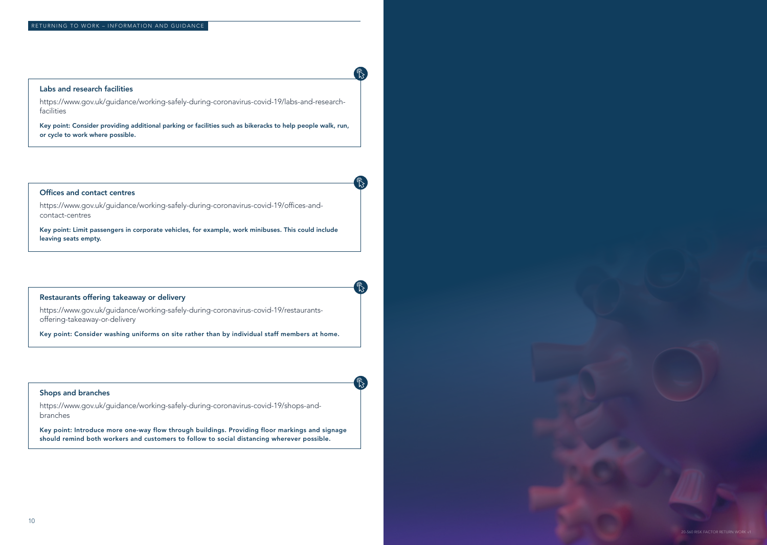### Labs and research facilities

https://www.gov.uk/guidance/working-safely-during-coronavirus-covid-19/labs-and-research-facilities

**Key point: Consider providing additional parking or facilities such as bikeracks to help people walk, run, or cycle to work where possible.**

### Offices and contact centres

https://www.gov.uk/guidance/working-safely-during-coronavirus-covid-19/offices-and-contact-centres

**Key point: Limit passengers in corporate vehicles, for example, work minibuses. This could include leaving seats empty.**

### Restaurants offering takeaway or delivery

https://www.gov.uk/guidance/working-safely-during-coronavirus-covid-19/restaurants-offering-takeaway-or-delivery

**Key point: Consider washing uniforms on site rather than by individual staff members at home.**

### Shops and branches

https://www.gov.uk/guidance/working-safely-during-coronavirus-covid-19/shops-and-branches

**Key point: Introduce more one-way flow through buildings. Providing floor markings and signage should remind both workers and customers to follow to social distancing wherever possible.**

20-560 RISK FACTOR RETURN WORK v1